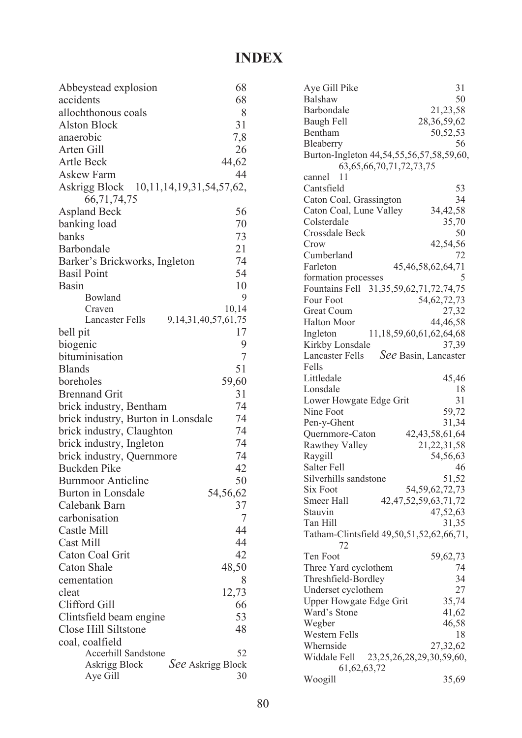# INDEX

Abbeystead explosion 68
accidents 68
allochthonous coals 8
Alston Block 31
anaerobic 7,8
Arten Gill 26
Artle Beck 44,62
Askew Farm 44
Askrigg Block 10,11,14,19,31,54,57,62, 66,71,74,75
Aspland Beck 56
banking load 70
banks 73
Barbondale 21
Barker's Brickworks, Ingleton 74
Basil Point 54
Basin 10
  Bowland 9
  Craven 10,14
  Lancaster Fells 9,14,31,40,57,61,75
bell pit 17
biogenic 9
bituminisation 7
Blands 51
boreholes 59,60
Brennand Grit 31
brick industry, Bentham 74
brick industry, Burton in Lonsdale 74
brick industry, Claughton 74
brick industry, Ingleton 74
brick industry, Quernmore 74
Buckden Pike 42
Burnmoor Anticline 50
Burton in Lonsdale 54,56,62
Calebank Barn 37
carbonisation 7
Castle Mill 44
Cast Mill 44
Caton Coal Grit 42
Caton Shale 48,50
cementation 8
cleat 12,73
Clifford Gill 66
Clintsfield beam engine 53
Close Hill Siltstone 48
coal, coalfield
  Accerhill Sandstone 52
  Askrigg Block *See* Askrigg Block
  Aye Gill 30
  Aye Gill Pike 31
  Balshaw 50
  Barbondale 21,23,58
  Baugh Fell 28,36,59,62
  Bentham 50,52,53
  Bleaberry 56
  Burton-Ingleton 44,54,55,56,57,58,59,60, 63,65,66,70,71,72,73,75
  cannel 11
  Cantsfield 53
  Caton Coal, Grassington 34
  Caton Coal, Lune Valley 34,42,58
  Colsterdale 35,70
  Crossdale Beck 50
  Crow 42,54,56
  Cumberland 72
  Farleton 45,46,58,62,64,71
  formation processes 5
  Fountains Fell 31,35,59,62,71,72,74,75
  Four Foot 54,62,72,73
  Great Coum 27,32
  Halton Moor 44,46,58
  Ingleton 11,18,59,60,61,62,64,68
  Kirkby Lonsdale 37,39
  Lancaster Fells *See* Basin, Lancaster Fells
  Littledale 45,46
  Lonsdale 18
  Lower Howgate Edge Grit 31
  Nine Foot 59,72
  Pen-y-Ghent 31,34
  Quernmore-Caton 42,43,58,61,64
  Rawthey Valley 21,22,31,58
  Raygill 54,56,63
  Salter Fell 46
  Silverhills sandstone 51,52
  Six Foot 54,59,62,72,73
  Smeer Hall 42,47,52,59,63,71,72
  Stauvin 47,52,63
  Tan Hill 31,35
  Tatham-Clintsfield 49,50,51,52,62,66,71, 72
  Ten Foot 59,62,73
  Three Yard cyclothem 74
  Threshfield-Bordley 34
  Underset cyclothem 27
  Upper Howgate Edge Grit 35,74
  Ward's Stone 41,62
  Wegber 46,58
  Western Fells 18
  Whernside 27,32,62
  Widdale Fell 23,25,26,28,29,30,59,60, 61,62,63,72
  Woogill 35,69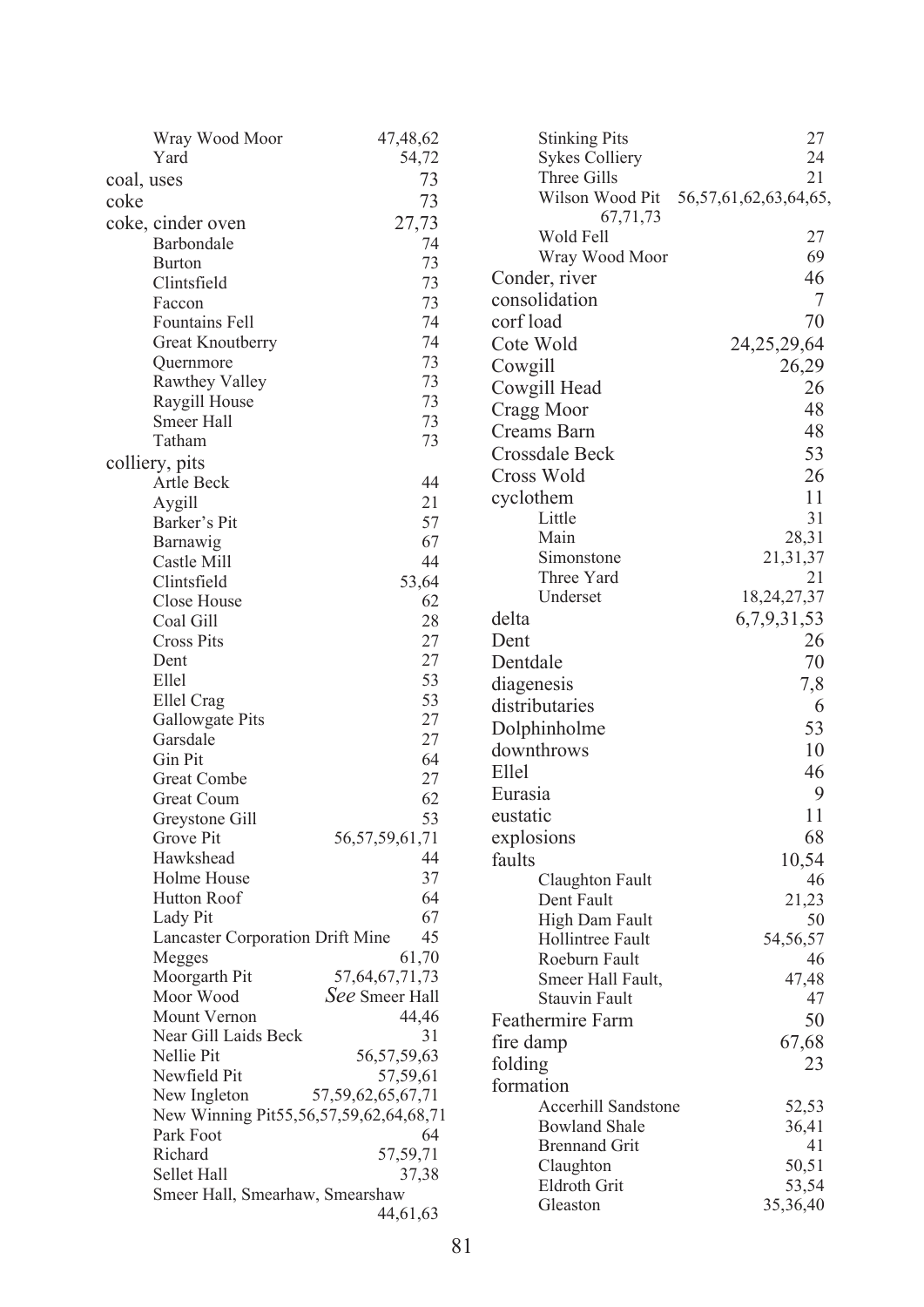Wray Wood Moor 47,48,62
Yard 54,72

coal, uses 73

coke 73

coke, cinder oven 27,73
- Barbondale 74
- Burton 73
- Clintsfield 73
- Faccon 73
- Fountains Fell 74
- Great Knoutberry 74
- Quernmore 73
- Rawthey Valley 73
- Raygill House 73
- Smeer Hall 73
- Tatham 73

colliery, pits
- Artle Beck 44
- Aygill 21
- Barker's Pit 57
- Barnawig 67
- Castle Mill 44
- Clintsfield 53,64
- Close House 62
- Coal Gill 28
- Cross Pits 27
- Dent 27
- Ellel 53
- Ellel Crag 53
- Gallowgate Pits 27
- Garsdale 27
- Gin Pit 64
- Great Combe 27
- Great Coum 62
- Greystone Gill 53
- Grove Pit 56,57,59,61,71
- Hawkshead 44
- Holme House 37
- Hutton Roof 64
- Lady Pit 67
- Lancaster Corporation Drift Mine 45
- Megges 61,70
- Moorgarth Pit 57,64,67,71,73
- Moor Wood *See* Smeer Hall
- Mount Vernon 44,46
- Near Gill Laids Beck 31
- Nellie Pit 56,57,59,63
- Newfield Pit 57,59,61
- New Ingleton 57,59,62,65,67,71
- New Winning Pit 55,56,57,59,62,64,68,71
- Park Foot 64
- Richard 57,59,71
- Sellet Hall 37,38
- Smeer Hall, Smearhaw, Smearshaw 44,61,63
- Stinking Pits 27
- Sykes Colliery 24
- Three Gills 21
- Wilson Wood Pit 56,57,61,62,63,64,65,67,71,73
- Wold Fell 27
- Wray Wood Moor 69

Conder, river 46

consolidation 7

corf load 70

Cote Wold 24,25,29,64

Cowgill 26,29

Cowgill Head 26

Cragg Moor 48

Creams Barn 48

Crossdale Beck 53

Cross Wold 26

cyclothem 11
- Little 31
- Main 28,31
- Simonstone 21,31,37
- Three Yard 21
- Underset 18,24,27,37

delta 6,7,9,31,53

Dent 26

Dentdale 70

diagenesis 7,8

distributaries 6

Dolphinholme 53

downthrows 10

Ellel 46

Eurasia 9

eustatic 11

explosions 68

faults 10,54
- Claughton Fault 46
- Dent Fault 21,23
- High Dam Fault 50
- Hollintree Fault 54,56,57
- Roeburn Fault 46
- Smeer Hall Fault, 47,48
- Stauvin Fault 47

Feathermire Farm 50

fire damp 67,68

folding 23

formation
- Accerhill Sandstone 52,53
- Bowland Shale 36,41
- Brennand Grit 41
- Claughton 50,51
- Eldroth Grit 53,54
- Gleaston 35,36,40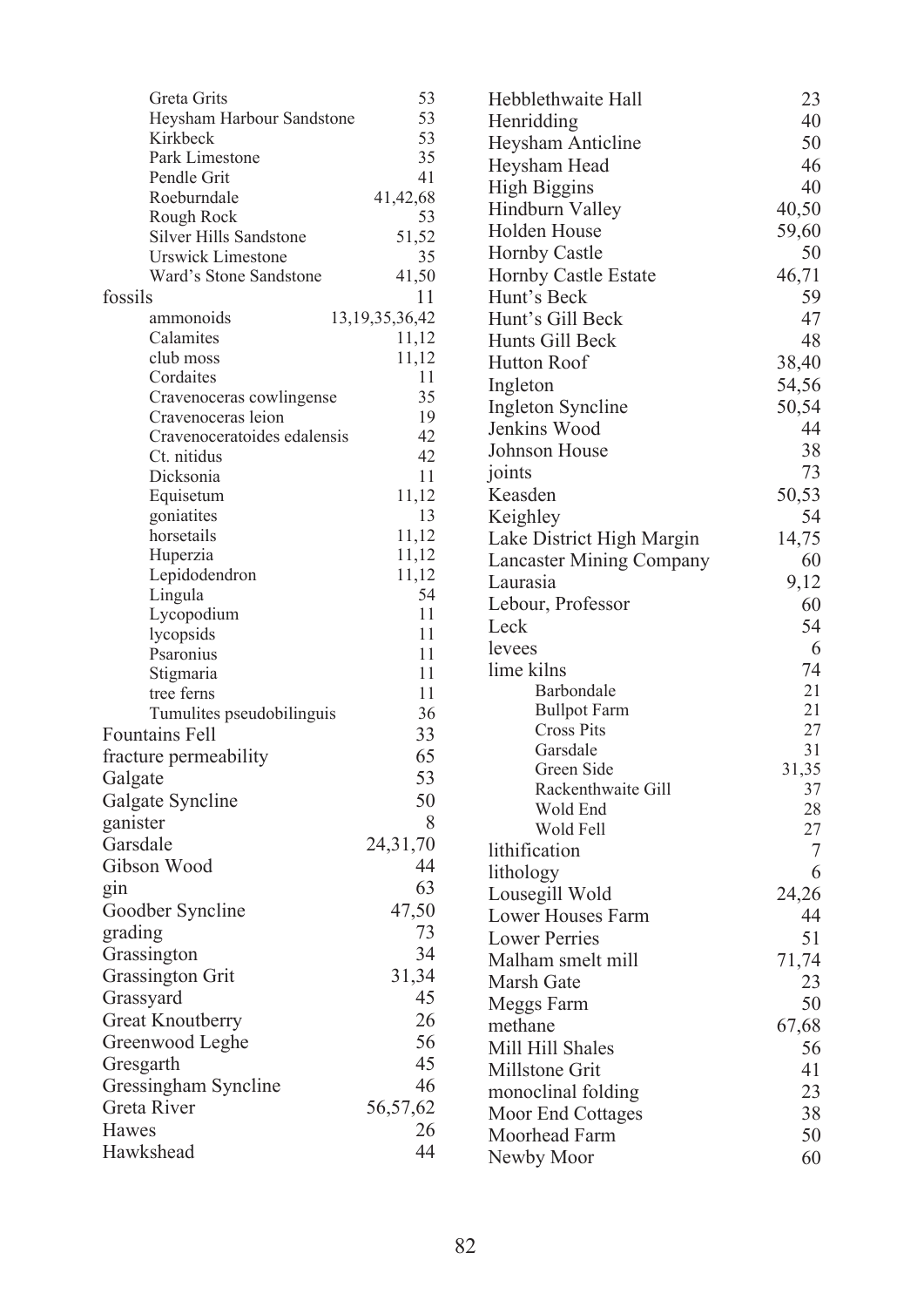- Greta Grits 53
- Heysham Harbour Sandstone 53
- Kirkbeck 53
- Park Limestone 35
- Pendle Grit 41
- Roeburndale 41,42,68
- Rough Rock 53
- Silver Hills Sandstone 51,52
- Urswick Limestone 35
- Ward's Stone Sandstone 41,50

fossils 11

- ammonoids 13,19,35,36,42
- Calamites 11,12
- club moss 11,12
- Cordaites 11
- Cravenoceras cowlingense 35
- Cravenoceras leion 19
- Cravenoceratoides edalensis 42
- Ct. nitidus 42
- Dicksonia 11
- Equisetum 11,12
- goniatites 13
- horsetails 11,12
- Huperzia 11,12
- Lepidodendron 11,12
- Lingula 54
- Lycopodium 11
- lycopsids 11
- Psaronius 11
- Stigmaria 11
- tree ferns 11
- Tumulites pseudobilinguis 36

Fountains Fell 33
fracture permeability 65
Galgate 53
Galgate Syncline 50
ganister 8
Garsdale 24,31,70
Gibson Wood 44
gin 63
Goodber Syncline 47,50
grading 73
Grassington 34
Grassington Grit 31,34
Grassyard 45
Great Knoutberry 26
Greenwood Leghe 56
Gresgarth 45
Gressingham Syncline 46
Greta River 56,57,62
Hawes 26
Hawkshead 44
Hebblethwaite Hall 23
Henridding 40
Heysham Anticline 50
Heysham Head 46
High Biggins 40
Hindburn Valley 40,50
Holden House 59,60
Hornby Castle 50
Hornby Castle Estate 46,71
Hunt's Beck 59
Hunt's Gill Beck 47
Hunts Gill Beck 48
Hutton Roof 38,40
Ingleton 54,56
Ingleton Syncline 50,54
Jenkins Wood 44
Johnson House 38
joints 73
Keasden 50,53
Keighley 54
Lake District High Margin 14,75
Lancaster Mining Company 60
Laurasia 9,12
Lebour, Professor 60
Leck 54
levees 6
lime kilns 74

- Barbondale 21
- Bullpot Farm 21
- Cross Pits 27
- Garsdale 31
- Green Side 31,35
- Rackenthwaite Gill 37
- Wold End 28
- Wold Fell 27

lithification 7
lithology 6
Lousegill Wold 24,26
Lower Houses Farm 44
Lower Perries 51
Malham smelt mill 71,74
Marsh Gate 23
Meggs Farm 50
methane 67,68
Mill Hill Shales 56
Millstone Grit 41
monoclinal folding 23
Moor End Cottages 38
Moorhead Farm 50
Newby Moor 60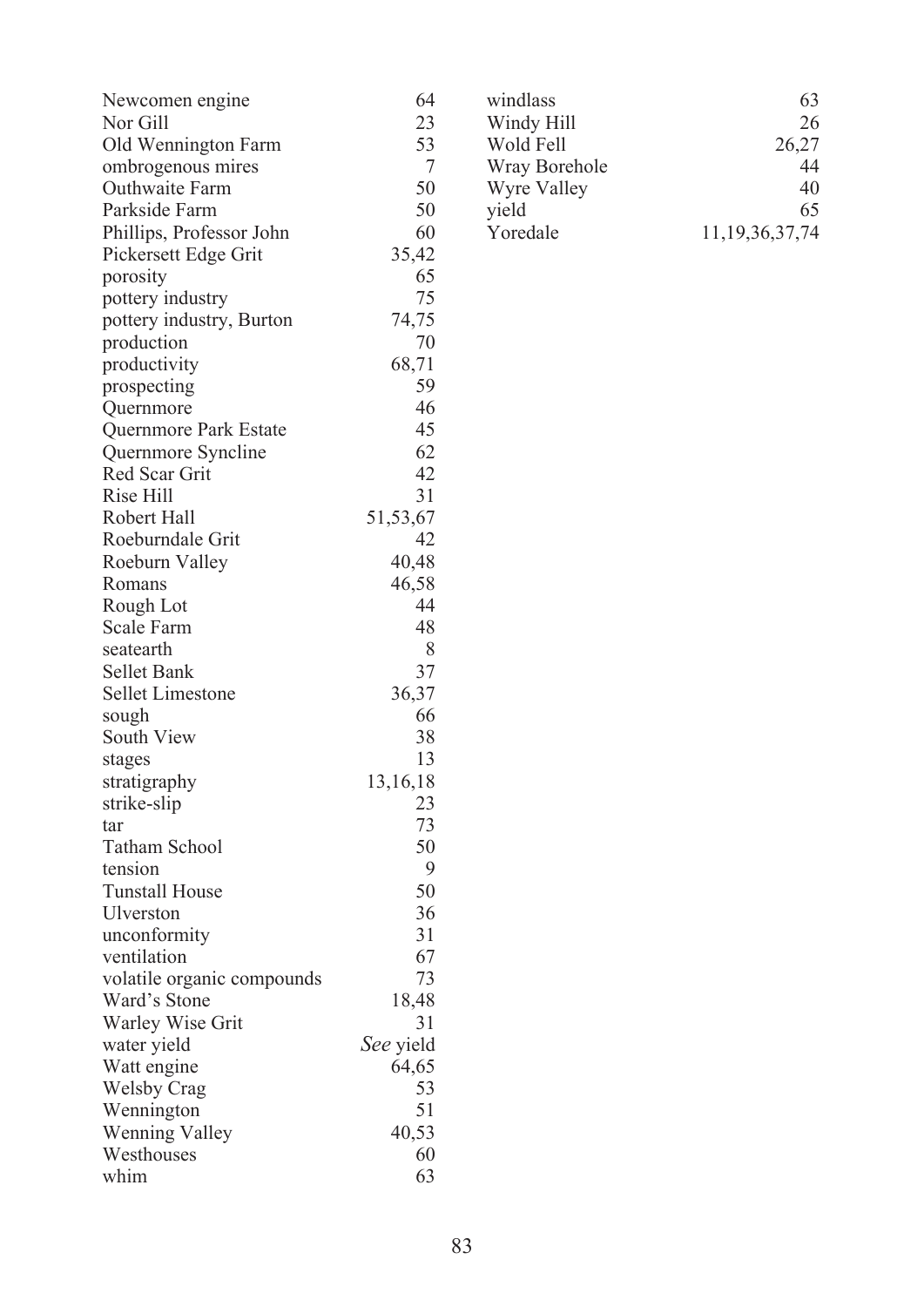Newcomen engine 64
Nor Gill 23
Old Wennington Farm 53
ombrogenous mires 7
Outhwaite Farm 50
Parkside Farm 50
Phillips, Professor John 60
Pickersett Edge Grit 35,42
porosity 65
pottery industry 75
pottery industry, Burton 74,75
production 70
productivity 68,71
prospecting 59
Quernmore 46
Quernmore Park Estate 45
Quernmore Syncline 62
Red Scar Grit 42
Rise Hill 31
Robert Hall 51,53,67
Roeburndale Grit 42
Roeburn Valley 40,48
Romans 46,58
Rough Lot 44
Scale Farm 48
seatearth 8
Sellet Bank 37
Sellet Limestone 36,37
sough 66
South View 38
stages 13
stratigraphy 13,16,18
strike-slip 23
tar 73
Tatham School 50
tension 9
Tunstall House 50
Ulverston 36
unconformity 31
ventilation 67
volatile organic compounds 73
Ward's Stone 18,48
Warley Wise Grit 31
water yield *See* yield
Watt engine 64,65
Welsby Crag 53
Wennington 51
Wenning Valley 40,53
Westhouses 60
whim 63
windlass 63
Windy Hill 26
Wold Fell 26,27
Wray Borehole 44
Wyre Valley 40
yield 65
Yoredale 11,19,36,37,74